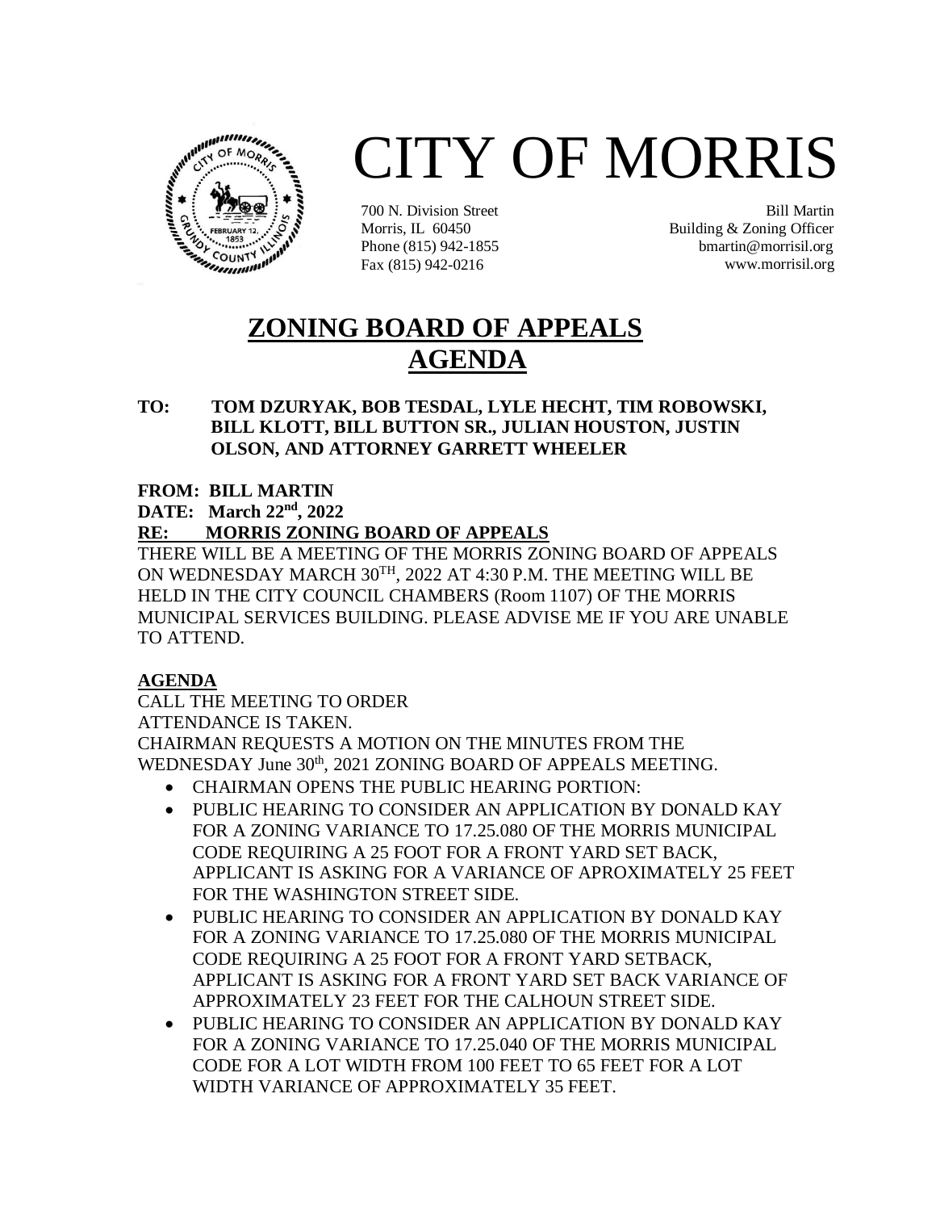# CITY OF MORRIS

700 N. Division Street
Morris, IL 60450
Phone (815) 942-1855
Fax (815) 942-0216

Bill Martin
Building & Zoning Officer
bmartin@morrisil.org
www.morrisil.org

## ZONING BOARD OF APPEALS AGENDA

**TO: TOM DZURYAK, BOB TESDAL, LYLE HECHT, TIM ROBOWSKI, BILL KLOTT, BILL BUTTON SR., JULIAN HOUSTON, JUSTIN OLSON, AND ATTORNEY GARRETT WHEELER**

**FROM: BILL MARTIN**

**DATE: March 22nd, 2022**

**RE: MORRIS ZONING BOARD OF APPEALS**

THERE WILL BE A MEETING OF THE MORRIS ZONING BOARD OF APPEALS ON WEDNESDAY MARCH 30TH, 2022 AT 4:30 P.M. THE MEETING WILL BE HELD IN THE CITY COUNCIL CHAMBERS (Room 1107) OF THE MORRIS MUNICIPAL SERVICES BUILDING. PLEASE ADVISE ME IF YOU ARE UNABLE TO ATTEND.

**AGENDA**

CALL THE MEETING TO ORDER
ATTENDANCE IS TAKEN.
CHAIRMAN REQUESTS A MOTION ON THE MINUTES FROM THE WEDNESDAY June 30th, 2021 ZONING BOARD OF APPEALS MEETING.

- CHAIRMAN OPENS THE PUBLIC HEARING PORTION:
- PUBLIC HEARING TO CONSIDER AN APPLICATION BY DONALD KAY FOR A ZONING VARIANCE TO 17.25.080 OF THE MORRIS MUNICIPAL CODE REQUIRING A 25 FOOT FOR A FRONT YARD SET BACK, APPLICANT IS ASKING FOR A VARIANCE OF APROXIMATELY 25 FEET FOR THE WASHINGTON STREET SIDE.
- PUBLIC HEARING TO CONSIDER AN APPLICATION BY DONALD KAY FOR A ZONING VARIANCE TO 17.25.080 OF THE MORRIS MUNICIPAL CODE REQUIRING A 25 FOOT FOR A FRONT YARD SETBACK, APPLICANT IS ASKING FOR A FRONT YARD SET BACK VARIANCE OF APPROXIMATELY 23 FEET FOR THE CALHOUN STREET SIDE.
- PUBLIC HEARING TO CONSIDER AN APPLICATION BY DONALD KAY FOR A ZONING VARIANCE TO 17.25.040 OF THE MORRIS MUNICIPAL CODE FOR A LOT WIDTH FROM 100 FEET TO 65 FEET FOR A LOT WIDTH VARIANCE OF APPROXIMATELY 35 FEET.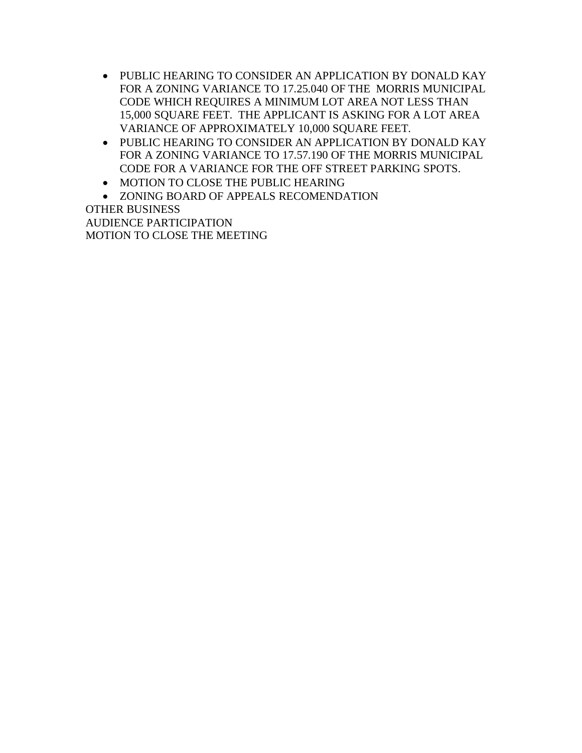- PUBLIC HEARING TO CONSIDER AN APPLICATION BY DONALD KAY FOR A ZONING VARIANCE TO 17.25.040 OF THE MORRIS MUNICIPAL CODE WHICH REQUIRES A MINIMUM LOT AREA NOT LESS THAN 15,000 SQUARE FEET. THE APPLICANT IS ASKING FOR A LOT AREA VARIANCE OF APPROXIMATELY 10,000 SQUARE FEET.
- PUBLIC HEARING TO CONSIDER AN APPLICATION BY DONALD KAY FOR A ZONING VARIANCE TO 17.57.190 OF THE MORRIS MUNICIPAL CODE FOR A VARIANCE FOR THE OFF STREET PARKING SPOTS.
- MOTION TO CLOSE THE PUBLIC HEARING
- ZONING BOARD OF APPEALS RECOMENDATION

OTHER BUSINESS

AUDIENCE PARTICIPATION

MOTION TO CLOSE THE MEETING